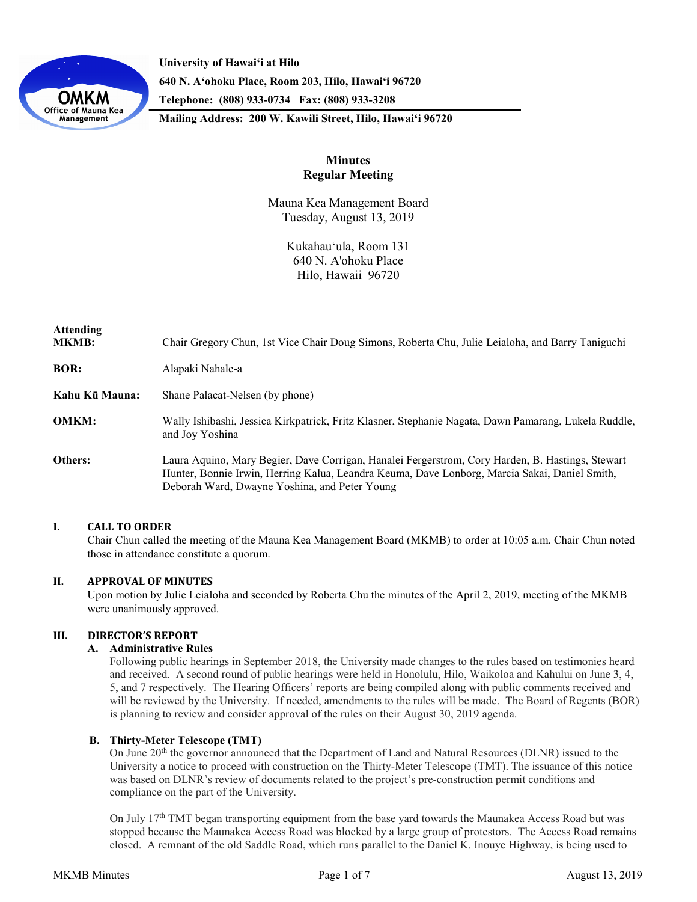**University of Hawaiʻi at Hilo**
**640 N. Aʻohoku Place, Room 203, Hilo, Hawaiʻi 96720**
**Telephone: (808) 933-0734 Fax: (808) 933-3208**
**Mailing Address: 200 W. Kawili Street, Hilo, Hawaiʻi 96720**

OMKM
Office of Mauna Kea Management

# Minutes
# Regular Meeting

Mauna Kea Management Board
Tuesday, August 13, 2019

Kukahauʻula, Room 131
640 N. A'ohoku Place
Hilo, Hawaii 96720

| | |
|---|---|
| **Attending MKMB:** | Chair Gregory Chun, 1st Vice Chair Doug Simons, Roberta Chu, Julie Leialoha, and Barry Taniguchi |
| **BOR:** | Alapaki Nahale-a |
| **Kahu Kū Mauna:** | Shane Palacat-Nelsen (by phone) |
| **OMKM:** | Wally Ishibashi, Jessica Kirkpatrick, Fritz Klasner, Stephanie Nagata, Dawn Pamarang, Lukela Ruddle, and Joy Yoshina |
| **Others:** | Laura Aquino, Mary Begier, Dave Corrigan, Hanalei Fergerstrom, Cory Harden, B. Hastings, Stewart Hunter, Bonnie Irwin, Herring Kalua, Leandra Keuma, Dave Lonborg, Marcia Sakai, Daniel Smith, Deborah Ward, Dwayne Yoshina, and Peter Young |

## I. CALL TO ORDER

Chair Chun called the meeting of the Mauna Kea Management Board (MKMB) to order at 10:05 a.m. Chair Chun noted those in attendance constitute a quorum.

## II. APPROVAL OF MINUTES

Upon motion by Julie Leialoha and seconded by Roberta Chu the minutes of the April 2, 2019, meeting of the MKMB were unanimously approved.

## III. DIRECTOR'S REPORT

### A. Administrative Rules

Following public hearings in September 2018, the University made changes to the rules based on testimonies heard and received. A second round of public hearings were held in Honolulu, Hilo, Waikoloa and Kahului on June 3, 4, 5, and 7 respectively. The Hearing Officers' reports are being compiled along with public comments received and will be reviewed by the University. If needed, amendments to the rules will be made. The Board of Regents (BOR) is planning to review and consider approval of the rules on their August 30, 2019 agenda.

### B. Thirty-Meter Telescope (TMT)

On June 20th the governor announced that the Department of Land and Natural Resources (DLNR) issued to the University a notice to proceed with construction on the Thirty-Meter Telescope (TMT). The issuance of this notice was based on DLNR's review of documents related to the project's pre-construction permit conditions and compliance on the part of the University.

On July 17th TMT began transporting equipment from the base yard towards the Maunakea Access Road but was stopped because the Maunakea Access Road was blocked by a large group of protestors. The Access Road remains closed. A remnant of the old Saddle Road, which runs parallel to the Daniel K. Inouye Highway, is being used to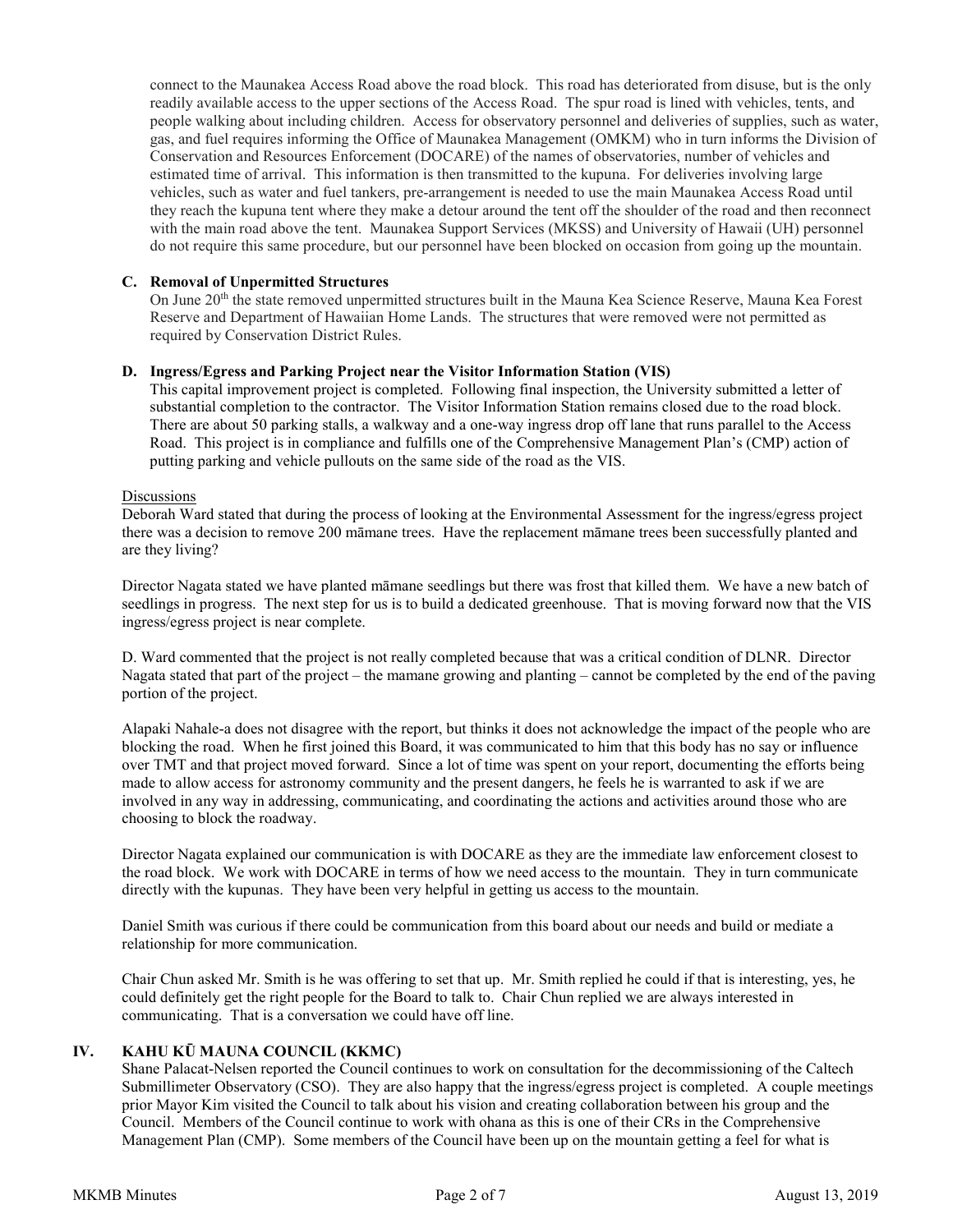connect to the Maunakea Access Road above the road block. This road has deteriorated from disuse, but is the only readily available access to the upper sections of the Access Road. The spur road is lined with vehicles, tents, and people walking about including children. Access for observatory personnel and deliveries of supplies, such as water, gas, and fuel requires informing the Office of Maunakea Management (OMKM) who in turn informs the Division of Conservation and Resources Enforcement (DOCARE) of the names of observatories, number of vehicles and estimated time of arrival. This information is then transmitted to the kupuna. For deliveries involving large vehicles, such as water and fuel tankers, pre-arrangement is needed to use the main Maunakea Access Road until they reach the kupuna tent where they make a detour around the tent off the shoulder of the road and then reconnect with the main road above the tent. Maunakea Support Services (MKSS) and University of Hawaii (UH) personnel do not require this same procedure, but our personnel have been blocked on occasion from going up the mountain.

### C. Removal of Unpermitted Structures

On June 20th the state removed unpermitted structures built in the Mauna Kea Science Reserve, Mauna Kea Forest Reserve and Department of Hawaiian Home Lands. The structures that were removed were not permitted as required by Conservation District Rules.

### D. Ingress/Egress and Parking Project near the Visitor Information Station (VIS)

This capital improvement project is completed. Following final inspection, the University submitted a letter of substantial completion to the contractor. The Visitor Information Station remains closed due to the road block. There are about 50 parking stalls, a walkway and a one-way ingress drop off lane that runs parallel to the Access Road. This project is in compliance and fulfills one of the Comprehensive Management Plan's (CMP) action of putting parking and vehicle pullouts on the same side of the road as the VIS.

Discussions

Deborah Ward stated that during the process of looking at the Environmental Assessment for the ingress/egress project there was a decision to remove 200 māmane trees. Have the replacement māmane trees been successfully planted and are they living?

Director Nagata stated we have planted māmane seedlings but there was frost that killed them. We have a new batch of seedlings in progress. The next step for us is to build a dedicated greenhouse. That is moving forward now that the VIS ingress/egress project is near complete.

D. Ward commented that the project is not really completed because that was a critical condition of DLNR. Director Nagata stated that part of the project – the mamane growing and planting – cannot be completed by the end of the paving portion of the project.

Alapaki Nahale-a does not disagree with the report, but thinks it does not acknowledge the impact of the people who are blocking the road. When he first joined this Board, it was communicated to him that this body has no say or influence over TMT and that project moved forward. Since a lot of time was spent on your report, documenting the efforts being made to allow access for astronomy community and the present dangers, he feels he is warranted to ask if we are involved in any way in addressing, communicating, and coordinating the actions and activities around those who are choosing to block the roadway.

Director Nagata explained our communication is with DOCARE as they are the immediate law enforcement closest to the road block. We work with DOCARE in terms of how we need access to the mountain. They in turn communicate directly with the kupunas. They have been very helpful in getting us access to the mountain.

Daniel Smith was curious if there could be communication from this board about our needs and build or mediate a relationship for more communication.

Chair Chun asked Mr. Smith is he was offering to set that up. Mr. Smith replied he could if that is interesting, yes, he could definitely get the right people for the Board to talk to. Chair Chun replied we are always interested in communicating. That is a conversation we could have off line.

## IV. KAHU KŪ MAUNA COUNCIL (KKMC)

Shane Palacat-Nelsen reported the Council continues to work on consultation for the decommissioning of the Caltech Submillimeter Observatory (CSO). They are also happy that the ingress/egress project is completed. A couple meetings prior Mayor Kim visited the Council to talk about his vision and creating collaboration between his group and the Council. Members of the Council continue to work with ohana as this is one of their CRs in the Comprehensive Management Plan (CMP). Some members of the Council have been up on the mountain getting a feel for what is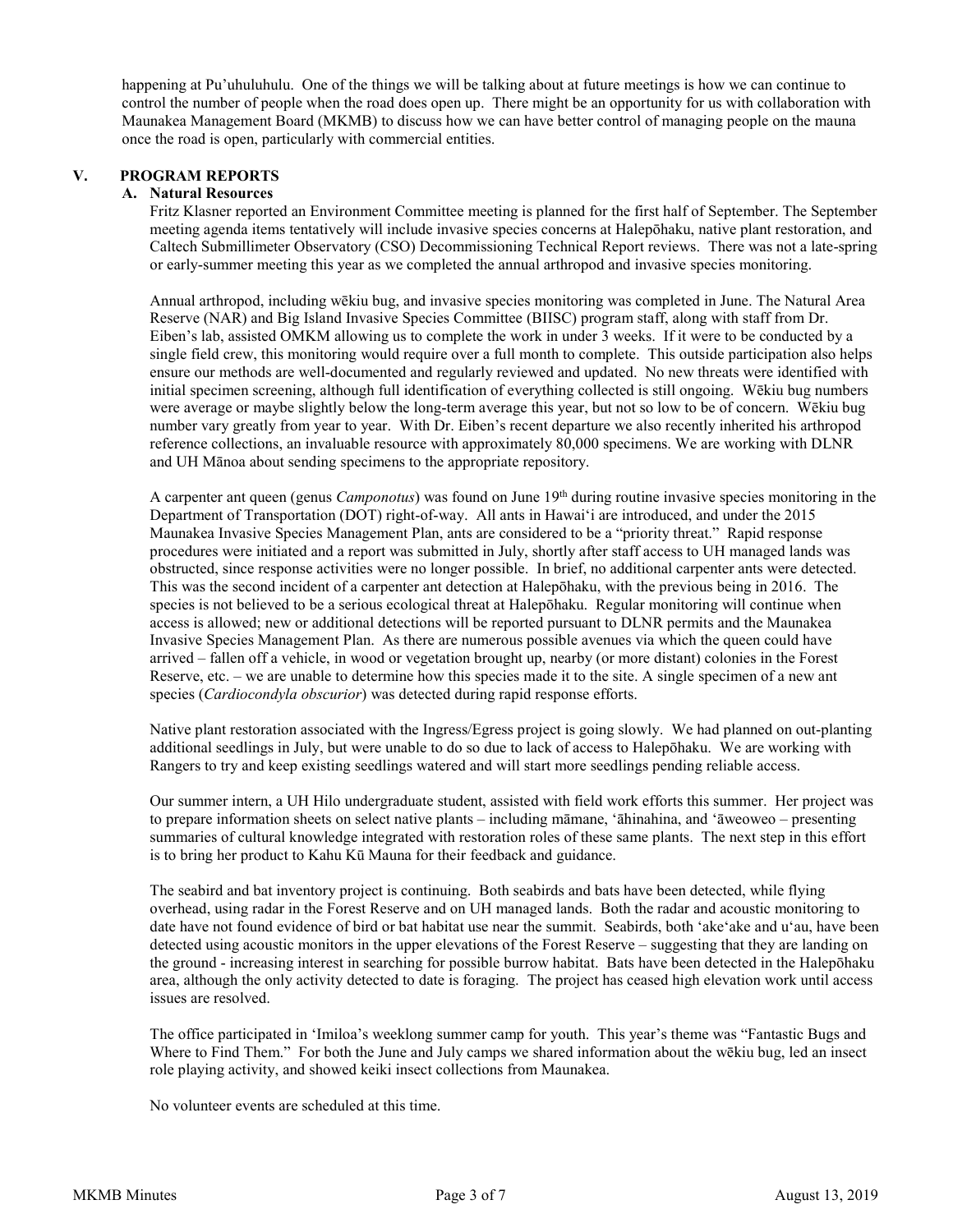happening at Pu'uhuluhulu. One of the things we will be talking about at future meetings is how we can continue to control the number of people when the road does open up. There might be an opportunity for us with collaboration with Maunakea Management Board (MKMB) to discuss how we can have better control of managing people on the mauna once the road is open, particularly with commercial entities.

## V. PROGRAM REPORTS

### A. Natural Resources

Fritz Klasner reported an Environment Committee meeting is planned for the first half of September. The September meeting agenda items tentatively will include invasive species concerns at Halepōhaku, native plant restoration, and Caltech Submillimeter Observatory (CSO) Decommissioning Technical Report reviews. There was not a late-spring or early-summer meeting this year as we completed the annual arthropod and invasive species monitoring.

Annual arthropod, including wēkiu bug, and invasive species monitoring was completed in June. The Natural Area Reserve (NAR) and Big Island Invasive Species Committee (BIISC) program staff, along with staff from Dr. Eiben's lab, assisted OMKM allowing us to complete the work in under 3 weeks. If it were to be conducted by a single field crew, this monitoring would require over a full month to complete. This outside participation also helps ensure our methods are well-documented and regularly reviewed and updated. No new threats were identified with initial specimen screening, although full identification of everything collected is still ongoing. Wēkiu bug numbers were average or maybe slightly below the long-term average this year, but not so low to be of concern. Wēkiu bug number vary greatly from year to year. With Dr. Eiben's recent departure we also recently inherited his arthropod reference collections, an invaluable resource with approximately 80,000 specimens. We are working with DLNR and UH Mānoa about sending specimens to the appropriate repository.

A carpenter ant queen (genus *Camponotus*) was found on June 19th during routine invasive species monitoring in the Department of Transportation (DOT) right-of-way. All ants in Hawai'i are introduced, and under the 2015 Maunakea Invasive Species Management Plan, ants are considered to be a "priority threat." Rapid response procedures were initiated and a report was submitted in July, shortly after staff access to UH managed lands was obstructed, since response activities were no longer possible. In brief, no additional carpenter ants were detected. This was the second incident of a carpenter ant detection at Halepōhaku, with the previous being in 2016. The species is not believed to be a serious ecological threat at Halepōhaku. Regular monitoring will continue when access is allowed; new or additional detections will be reported pursuant to DLNR permits and the Maunakea Invasive Species Management Plan. As there are numerous possible avenues via which the queen could have arrived – fallen off a vehicle, in wood or vegetation brought up, nearby (or more distant) colonies in the Forest Reserve, etc. – we are unable to determine how this species made it to the site. A single specimen of a new ant species (*Cardiocondyla obscurior*) was detected during rapid response efforts.

Native plant restoration associated with the Ingress/Egress project is going slowly. We had planned on out-planting additional seedlings in July, but were unable to do so due to lack of access to Halepōhaku. We are working with Rangers to try and keep existing seedlings watered and will start more seedlings pending reliable access.

Our summer intern, a UH Hilo undergraduate student, assisted with field work efforts this summer. Her project was to prepare information sheets on select native plants – including māmane, 'āhinahina, and 'āweoweo – presenting summaries of cultural knowledge integrated with restoration roles of these same plants. The next step in this effort is to bring her product to Kahu Kū Mauna for their feedback and guidance.

The seabird and bat inventory project is continuing. Both seabirds and bats have been detected, while flying overhead, using radar in the Forest Reserve and on UH managed lands. Both the radar and acoustic monitoring to date have not found evidence of bird or bat habitat use near the summit. Seabirds, both 'ake'ake and u'au, have been detected using acoustic monitors in the upper elevations of the Forest Reserve – suggesting that they are landing on the ground - increasing interest in searching for possible burrow habitat. Bats have been detected in the Halepōhaku area, although the only activity detected to date is foraging. The project has ceased high elevation work until access issues are resolved.

The office participated in 'Imiloa's weeklong summer camp for youth. This year's theme was "Fantastic Bugs and Where to Find Them." For both the June and July camps we shared information about the wēkiu bug, led an insect role playing activity, and showed keiki insect collections from Maunakea.

No volunteer events are scheduled at this time.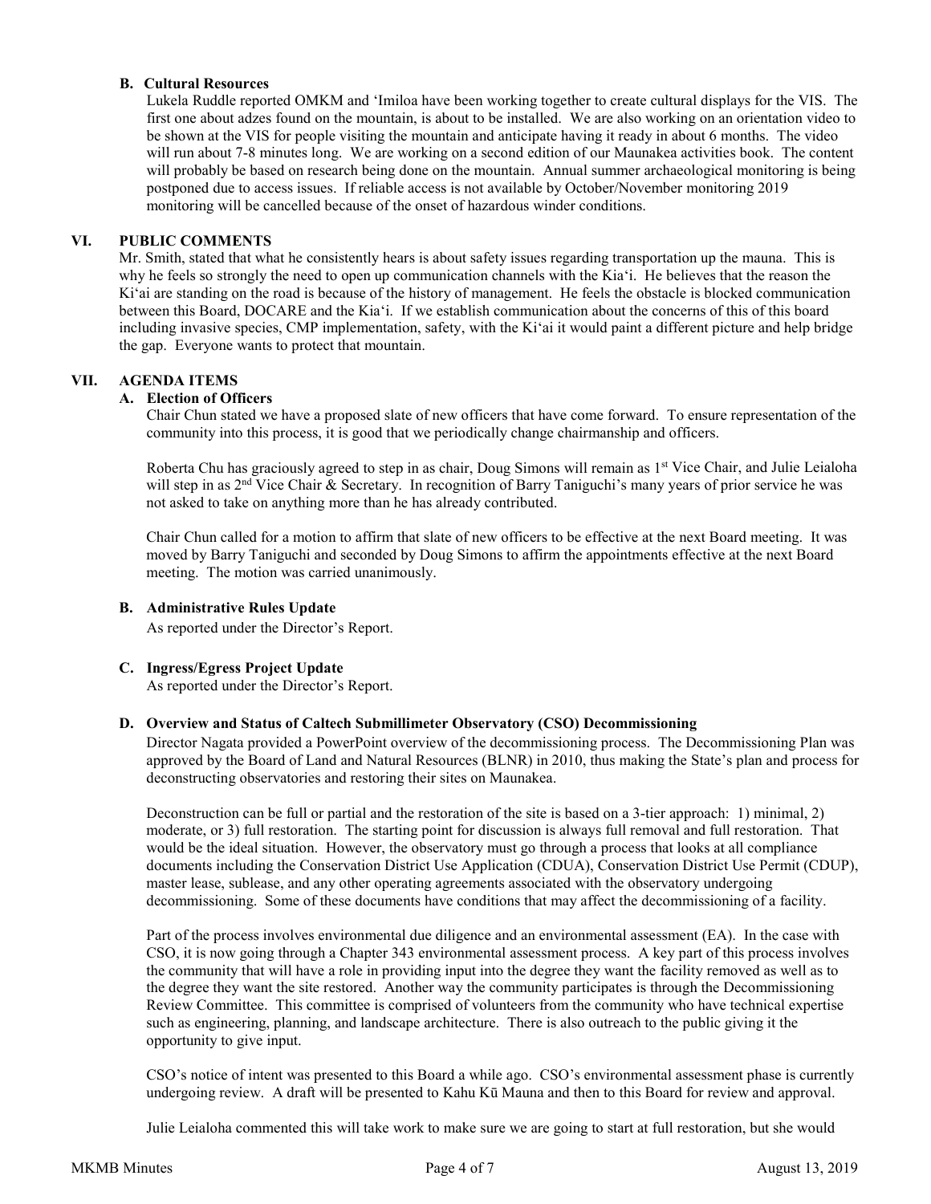### B. Cultural Resources

Lukela Ruddle reported OMKM and ʻImiloa have been working together to create cultural displays for the VIS. The first one about adzes found on the mountain, is about to be installed. We are also working on an orientation video to be shown at the VIS for people visiting the mountain and anticipate having it ready in about 6 months. The video will run about 7-8 minutes long. We are working on a second edition of our Maunakea activities book. The content will probably be based on research being done on the mountain. Annual summer archaeological monitoring is being postponed due to access issues. If reliable access is not available by October/November monitoring 2019 monitoring will be cancelled because of the onset of hazardous winder conditions.

## VI. PUBLIC COMMENTS

Mr. Smith, stated that what he consistently hears is about safety issues regarding transportation up the mauna. This is why he feels so strongly the need to open up communication channels with the Kiaʻi. He believes that the reason the Kiʻai are standing on the road is because of the history of management. He feels the obstacle is blocked communication between this Board, DOCARE and the Kiaʻi. If we establish communication about the concerns of this of this board including invasive species, CMP implementation, safety, with the Kiʻai it would paint a different picture and help bridge the gap. Everyone wants to protect that mountain.

## VII. AGENDA ITEMS

### A. Election of Officers

Chair Chun stated we have a proposed slate of new officers that have come forward. To ensure representation of the community into this process, it is good that we periodically change chairmanship and officers.

Roberta Chu has graciously agreed to step in as chair, Doug Simons will remain as 1st Vice Chair, and Julie Leialoha will step in as 2nd Vice Chair & Secretary. In recognition of Barry Taniguchi's many years of prior service he was not asked to take on anything more than he has already contributed.

Chair Chun called for a motion to affirm that slate of new officers to be effective at the next Board meeting. It was moved by Barry Taniguchi and seconded by Doug Simons to affirm the appointments effective at the next Board meeting. The motion was carried unanimously.

### B. Administrative Rules Update

As reported under the Director's Report.

### C. Ingress/Egress Project Update

As reported under the Director's Report.

### D. Overview and Status of Caltech Submillimeter Observatory (CSO) Decommissioning

Director Nagata provided a PowerPoint overview of the decommissioning process. The Decommissioning Plan was approved by the Board of Land and Natural Resources (BLNR) in 2010, thus making the State's plan and process for deconstructing observatories and restoring their sites on Maunakea.

Deconstruction can be full or partial and the restoration of the site is based on a 3-tier approach: 1) minimal, 2) moderate, or 3) full restoration. The starting point for discussion is always full removal and full restoration. That would be the ideal situation. However, the observatory must go through a process that looks at all compliance documents including the Conservation District Use Application (CDUA), Conservation District Use Permit (CDUP), master lease, sublease, and any other operating agreements associated with the observatory undergoing decommissioning. Some of these documents have conditions that may affect the decommissioning of a facility.

Part of the process involves environmental due diligence and an environmental assessment (EA). In the case with CSO, it is now going through a Chapter 343 environmental assessment process. A key part of this process involves the community that will have a role in providing input into the degree they want the facility removed as well as to the degree they want the site restored. Another way the community participates is through the Decommissioning Review Committee. This committee is comprised of volunteers from the community who have technical expertise such as engineering, planning, and landscape architecture. There is also outreach to the public giving it the opportunity to give input.

CSO's notice of intent was presented to this Board a while ago. CSO's environmental assessment phase is currently undergoing review. A draft will be presented to Kahu Kū Mauna and then to this Board for review and approval.

Julie Leialoha commented this will take work to make sure we are going to start at full restoration, but she would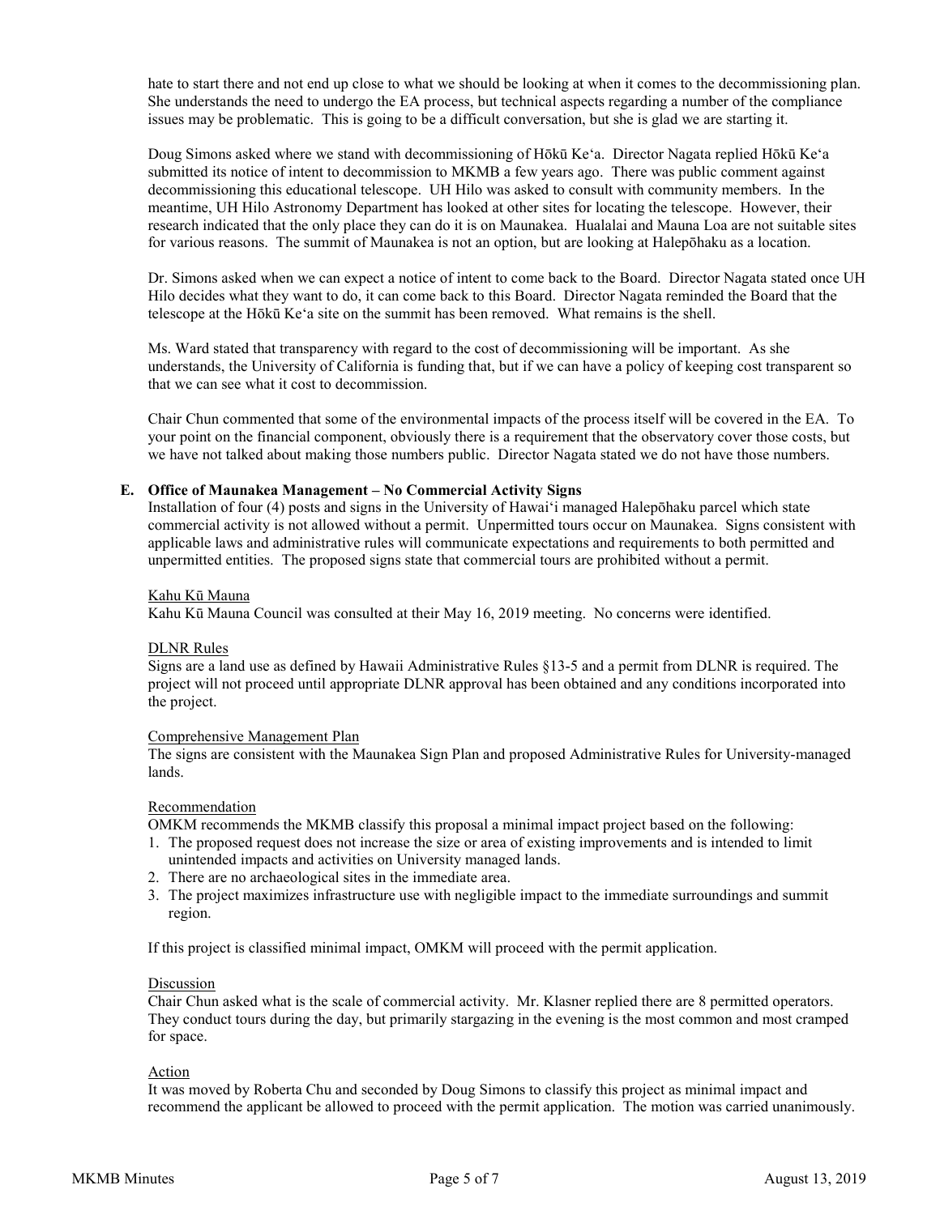hate to start there and not end up close to what we should be looking at when it comes to the decommissioning plan. She understands the need to undergo the EA process, but technical aspects regarding a number of the compliance issues may be problematic. This is going to be a difficult conversation, but she is glad we are starting it.

Doug Simons asked where we stand with decommissioning of Hōkū Keʻa. Director Nagata replied Hōkū Keʻa submitted its notice of intent to decommission to MKMB a few years ago. There was public comment against decommissioning this educational telescope. UH Hilo was asked to consult with community members. In the meantime, UH Hilo Astronomy Department has looked at other sites for locating the telescope. However, their research indicated that the only place they can do it is on Maunakea. Hualalai and Mauna Loa are not suitable sites for various reasons. The summit of Maunakea is not an option, but are looking at Halepōhaku as a location.

Dr. Simons asked when we can expect a notice of intent to come back to the Board. Director Nagata stated once UH Hilo decides what they want to do, it can come back to this Board. Director Nagata reminded the Board that the telescope at the Hōkū Keʻa site on the summit has been removed. What remains is the shell.

Ms. Ward stated that transparency with regard to the cost of decommissioning will be important. As she understands, the University of California is funding that, but if we can have a policy of keeping cost transparent so that we can see what it cost to decommission.

Chair Chun commented that some of the environmental impacts of the process itself will be covered in the EA. To your point on the financial component, obviously there is a requirement that the observatory cover those costs, but we have not talked about making those numbers public. Director Nagata stated we do not have those numbers.

**E. Office of Maunakea Management – No Commercial Activity Signs**

Installation of four (4) posts and signs in the University of Hawaiʻi managed Halepōhaku parcel which state commercial activity is not allowed without a permit. Unpermitted tours occur on Maunakea. Signs consistent with applicable laws and administrative rules will communicate expectations and requirements to both permitted and unpermitted entities. The proposed signs state that commercial tours are prohibited without a permit.

Kahu Kū Mauna

Kahu Kū Mauna Council was consulted at their May 16, 2019 meeting. No concerns were identified.

DLNR Rules

Signs are a land use as defined by Hawaii Administrative Rules §13-5 and a permit from DLNR is required. The project will not proceed until appropriate DLNR approval has been obtained and any conditions incorporated into the project.

Comprehensive Management Plan

The signs are consistent with the Maunakea Sign Plan and proposed Administrative Rules for University-managed lands.

Recommendation

OMKM recommends the MKMB classify this proposal a minimal impact project based on the following:

1. The proposed request does not increase the size or area of existing improvements and is intended to limit unintended impacts and activities on University managed lands.
2. There are no archaeological sites in the immediate area.
3. The project maximizes infrastructure use with negligible impact to the immediate surroundings and summit region.

If this project is classified minimal impact, OMKM will proceed with the permit application.

Discussion

Chair Chun asked what is the scale of commercial activity. Mr. Klasner replied there are 8 permitted operators. They conduct tours during the day, but primarily stargazing in the evening is the most common and most cramped for space.

Action

It was moved by Roberta Chu and seconded by Doug Simons to classify this project as minimal impact and recommend the applicant be allowed to proceed with the permit application. The motion was carried unanimously.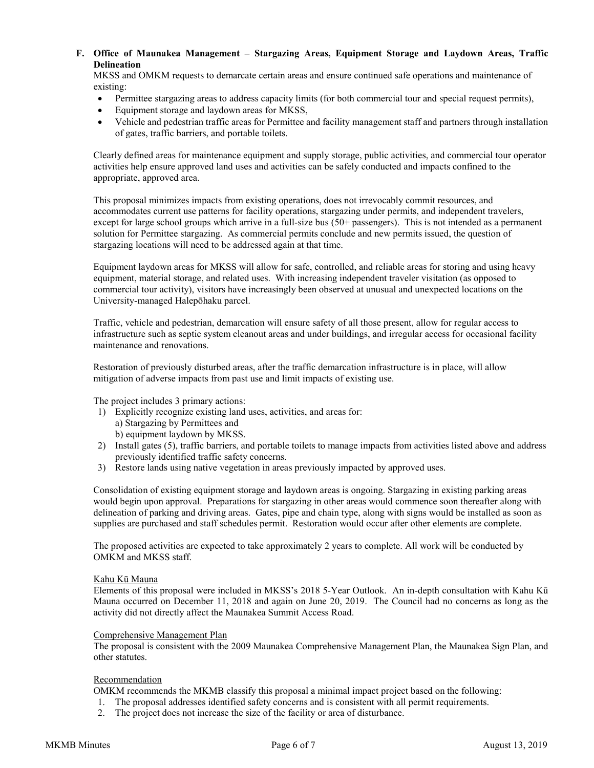**F. Office of Maunakea Management – Stargazing Areas, Equipment Storage and Laydown Areas, Traffic Delineation**

MKSS and OMKM requests to demarcate certain areas and ensure continued safe operations and maintenance of existing:

- Permittee stargazing areas to address capacity limits (for both commercial tour and special request permits),
- Equipment storage and laydown areas for MKSS,
- Vehicle and pedestrian traffic areas for Permittee and facility management staff and partners through installation of gates, traffic barriers, and portable toilets.

Clearly defined areas for maintenance equipment and supply storage, public activities, and commercial tour operator activities help ensure approved land uses and activities can be safely conducted and impacts confined to the appropriate, approved area.

This proposal minimizes impacts from existing operations, does not irrevocably commit resources, and accommodates current use patterns for facility operations, stargazing under permits, and independent travelers, except for large school groups which arrive in a full-size bus (50+ passengers). This is not intended as a permanent solution for Permittee stargazing. As commercial permits conclude and new permits issued, the question of stargazing locations will need to be addressed again at that time.

Equipment laydown areas for MKSS will allow for safe, controlled, and reliable areas for storing and using heavy equipment, material storage, and related uses. With increasing independent traveler visitation (as opposed to commercial tour activity), visitors have increasingly been observed at unusual and unexpected locations on the University-managed Halepōhaku parcel.

Traffic, vehicle and pedestrian, demarcation will ensure safety of all those present, allow for regular access to infrastructure such as septic system cleanout areas and under buildings, and irregular access for occasional facility maintenance and renovations.

Restoration of previously disturbed areas, after the traffic demarcation infrastructure is in place, will allow mitigation of adverse impacts from past use and limit impacts of existing use.

The project includes 3 primary actions:

1) Explicitly recognize existing land uses, activities, and areas for:
   a) Stargazing by Permittees and
   b) equipment laydown by MKSS.
2) Install gates (5), traffic barriers, and portable toilets to manage impacts from activities listed above and address previously identified traffic safety concerns.
3) Restore lands using native vegetation in areas previously impacted by approved uses.

Consolidation of existing equipment storage and laydown areas is ongoing. Stargazing in existing parking areas would begin upon approval. Preparations for stargazing in other areas would commence soon thereafter along with delineation of parking and driving areas. Gates, pipe and chain type, along with signs would be installed as soon as supplies are purchased and staff schedules permit. Restoration would occur after other elements are complete.

The proposed activities are expected to take approximately 2 years to complete. All work will be conducted by OMKM and MKSS staff.

Kahu Kū Mauna

Elements of this proposal were included in MKSS's 2018 5-Year Outlook. An in-depth consultation with Kahu Kū Mauna occurred on December 11, 2018 and again on June 20, 2019. The Council had no concerns as long as the activity did not directly affect the Maunakea Summit Access Road.

Comprehensive Management Plan

The proposal is consistent with the 2009 Maunakea Comprehensive Management Plan, the Maunakea Sign Plan, and other statutes.

Recommendation

OMKM recommends the MKMB classify this proposal a minimal impact project based on the following:

1. The proposal addresses identified safety concerns and is consistent with all permit requirements.
2. The project does not increase the size of the facility or area of disturbance.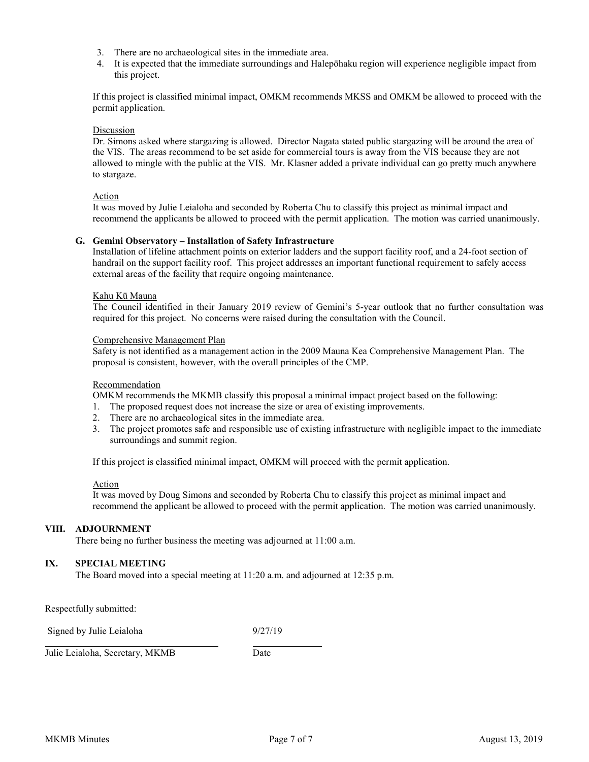3. There are no archaeological sites in the immediate area.
4. It is expected that the immediate surroundings and Halepōhaku region will experience negligible impact from this project.

If this project is classified minimal impact, OMKM recommends MKSS and OMKM be allowed to proceed with the permit application.

Discussion

Dr. Simons asked where stargazing is allowed. Director Nagata stated public stargazing will be around the area of the VIS. The areas recommend to be set aside for commercial tours is away from the VIS because they are not allowed to mingle with the public at the VIS. Mr. Klasner added a private individual can go pretty much anywhere to stargaze.

Action

It was moved by Julie Leialoha and seconded by Roberta Chu to classify this project as minimal impact and recommend the applicants be allowed to proceed with the permit application. The motion was carried unanimously.

### G. Gemini Observatory – Installation of Safety Infrastructure

Installation of lifeline attachment points on exterior ladders and the support facility roof, and a 24-foot section of handrail on the support facility roof. This project addresses an important functional requirement to safely access external areas of the facility that require ongoing maintenance.

Kahu Kū Mauna

The Council identified in their January 2019 review of Gemini's 5-year outlook that no further consultation was required for this project. No concerns were raised during the consultation with the Council.

Comprehensive Management Plan

Safety is not identified as a management action in the 2009 Mauna Kea Comprehensive Management Plan. The proposal is consistent, however, with the overall principles of the CMP.

Recommendation

OMKM recommends the MKMB classify this proposal a minimal impact project based on the following:

1. The proposed request does not increase the size or area of existing improvements.
2. There are no archaeological sites in the immediate area.
3. The project promotes safe and responsible use of existing infrastructure with negligible impact to the immediate surroundings and summit region.

If this project is classified minimal impact, OMKM will proceed with the permit application.

Action

It was moved by Doug Simons and seconded by Roberta Chu to classify this project as minimal impact and recommend the applicant be allowed to proceed with the permit application. The motion was carried unanimously.

## VIII. ADJOURNMENT

There being no further business the meeting was adjourned at 11:00 a.m.

## IX. SPECIAL MEETING

The Board moved into a special meeting at 11:20 a.m. and adjourned at 12:35 p.m.

Respectfully submitted:

Signed by Julie Leialoha 9/27/19

Julie Leialoha, Secretary, MKMB Date